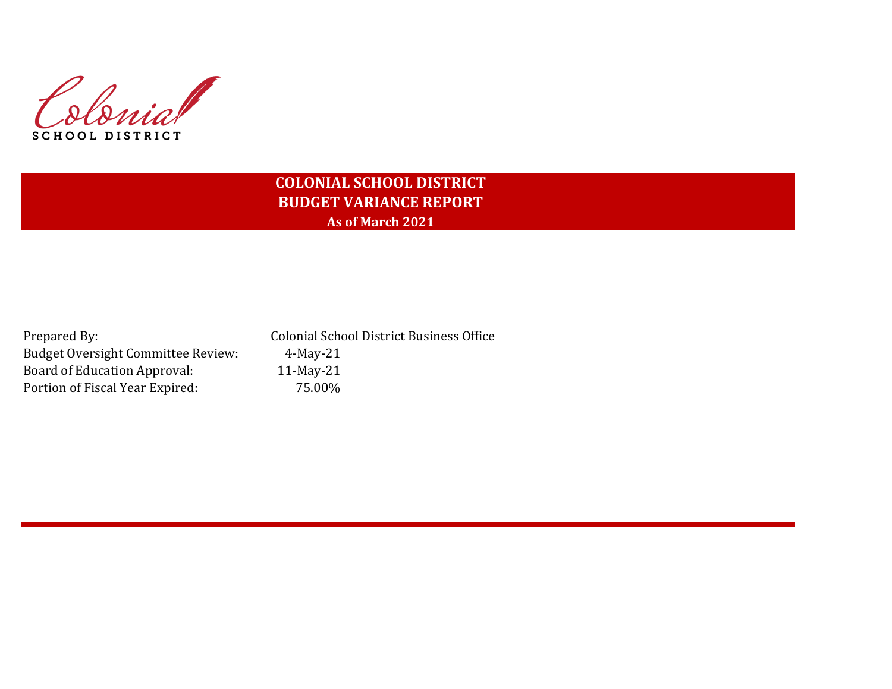Colonial
SCHOOL DISTRICT

# COLONIAL SCHOOL DISTRICT
## BUDGET VARIANCE REPORT
### As of March 2021

| | |
|---|---|
| Prepared By: | Colonial School District Business Office |
| Budget Oversight Committee Review: | 4-May-21 |
| Board of Education Approval: | 11-May-21 |
| Portion of Fiscal Year Expired: | 75.00% |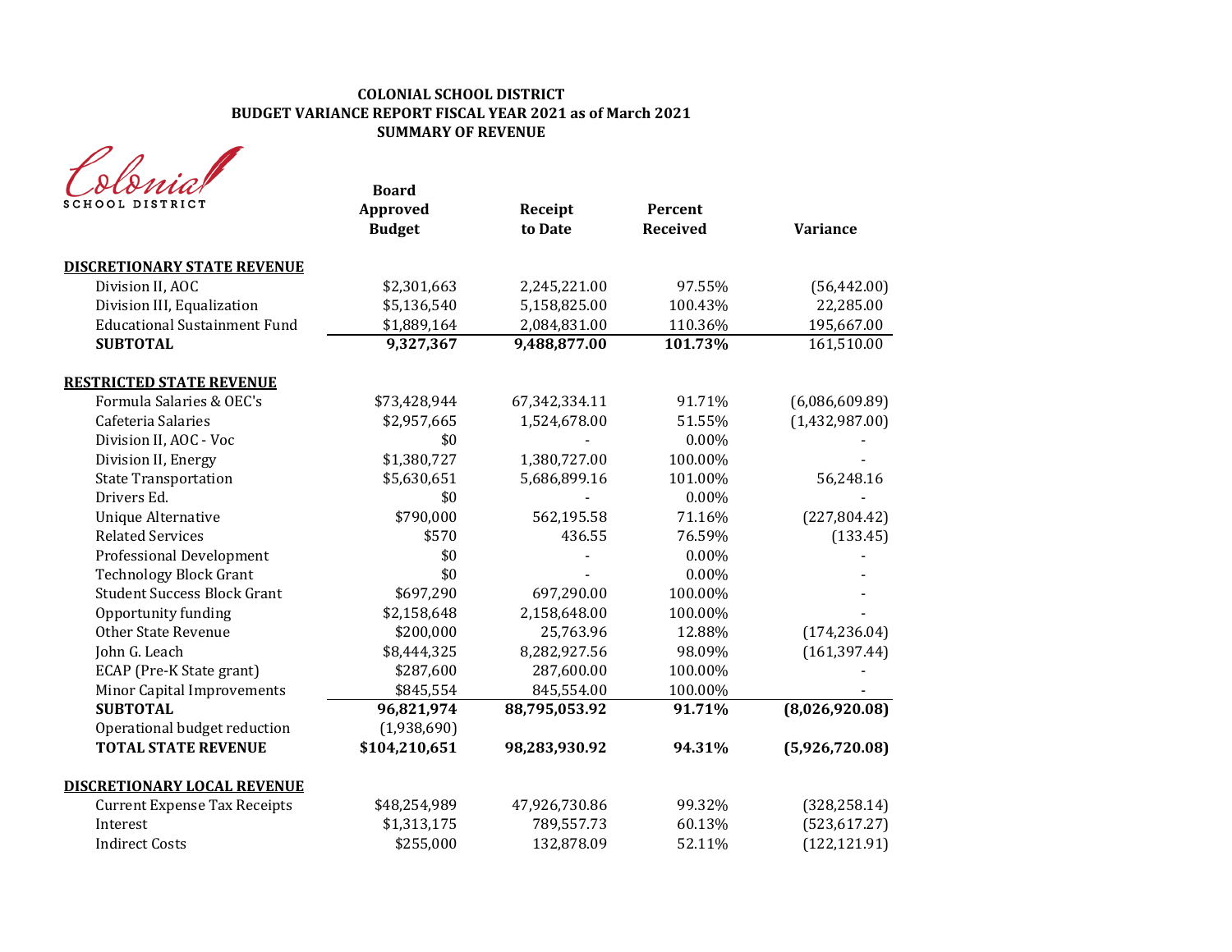**COLONIAL SCHOOL DISTRICT**
**BUDGET VARIANCE REPORT FISCAL YEAR 2021 as of March 2021**
**SUMMARY OF REVENUE**

Colonial SCHOOL DISTRICT

| | Board Approved Budget | Receipt to Date | Percent Received | Variance |
|---|---|---|---|---|
| **DISCRETIONARY STATE REVENUE** | | | | |
| Division II, AOC | $2,301,663 | 2,245,221.00 | 97.55% | (56,442.00) |
| Division III, Equalization | $5,136,540 | 5,158,825.00 | 100.43% | 22,285.00 |
| Educational Sustainment Fund | $1,889,164 | 2,084,831.00 | 110.36% | 195,667.00 |
| **SUBTOTAL** | **9,327,367** | **9,488,877.00** | **101.73%** | 161,510.00 |
| **RESTRICTED STATE REVENUE** | | | | |
| Formula Salaries & OEC's | $73,428,944 | 67,342,334.11 | 91.71% | (6,086,609.89) |
| Cafeteria Salaries | $2,957,665 | 1,524,678.00 | 51.55% | (1,432,987.00) |
| Division II, AOC - Voc | $0 | - | 0.00% | - |
| Division II, Energy | $1,380,727 | 1,380,727.00 | 100.00% | - |
| State Transportation | $5,630,651 | 5,686,899.16 | 101.00% | 56,248.16 |
| Drivers Ed. | $0 | - | 0.00% | - |
| Unique Alternative | $790,000 | 562,195.58 | 71.16% | (227,804.42) |
| Related Services | $570 | 436.55 | 76.59% | (133.45) |
| Professional Development | $0 | - | 0.00% | - |
| Technology Block Grant | $0 | - | 0.00% | - |
| Student Success Block Grant | $697,290 | 697,290.00 | 100.00% | - |
| Opportunity funding | $2,158,648 | 2,158,648.00 | 100.00% | - |
| Other State Revenue | $200,000 | 25,763.96 | 12.88% | (174,236.04) |
| John G. Leach | $8,444,325 | 8,282,927.56 | 98.09% | (161,397.44) |
| ECAP (Pre-K State grant) | $287,600 | 287,600.00 | 100.00% | - |
| Minor Capital Improvements | $845,554 | 845,554.00 | 100.00% | - |
| **SUBTOTAL** | **96,821,974** | **88,795,053.92** | **91.71%** | **(8,026,920.08)** |
| Operational budget reduction | (1,938,690) | | | |
| **TOTAL STATE REVENUE** | **$104,210,651** | **98,283,930.92** | **94.31%** | **(5,926,720.08)** |
| **DISCRETIONARY LOCAL REVENUE** | | | | |
| Current Expense Tax Receipts | $48,254,989 | 47,926,730.86 | 99.32% | (328,258.14) |
| Interest | $1,313,175 | 789,557.73 | 60.13% | (523,617.27) |
| Indirect Costs | $255,000 | 132,878.09 | 52.11% | (122,121.91) |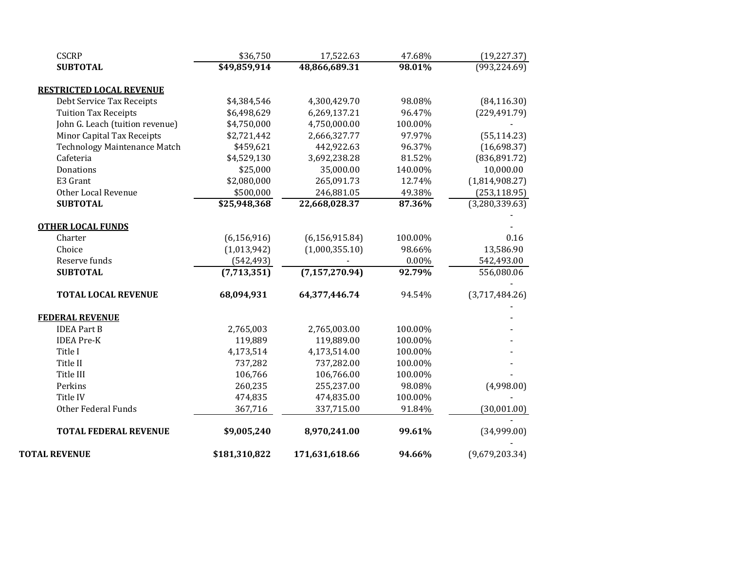| | | | | |
|---|---|---|---|---|
| CSCRP | $36,750 | 17,522.63 | 47.68% | (19,227.37) |
| **SUBTOTAL** | **$49,859,914** | **48,866,689.31** | **98.01%** | (993,224.69) |
| | | | | |
| **RESTRICTED LOCAL REVENUE** | | | | |
| Debt Service Tax Receipts | $4,384,546 | 4,300,429.70 | 98.08% | (84,116.30) |
| Tuition Tax Receipts | $6,498,629 | 6,269,137.21 | 96.47% | (229,491.79) |
| John G. Leach (tuition revenue) | $4,750,000 | 4,750,000.00 | 100.00% | - |
| Minor Capital Tax Receipts | $2,721,442 | 2,666,327.77 | 97.97% | (55,114.23) |
| Technology Maintenance Match | $459,621 | 442,922.63 | 96.37% | (16,698.37) |
| Cafeteria | $4,529,130 | 3,692,238.28 | 81.52% | (836,891.72) |
| Donations | $25,000 | 35,000.00 | 140.00% | 10,000.00 |
| E3 Grant | $2,080,000 | 265,091.73 | 12.74% | (1,814,908.27) |
| Other Local Revenue | $500,000 | 246,881.05 | 49.38% | (253,118.95) |
| **SUBTOTAL** | **$25,948,368** | **22,668,028.37** | **87.36%** | (3,280,339.63) |
| | | | | - |
| **OTHER LOCAL FUNDS** | | | | - |
| Charter | (6,156,916) | (6,156,915.84) | 100.00% | 0.16 |
| Choice | (1,013,942) | (1,000,355.10) | 98.66% | 13,586.90 |
| Reserve funds | (542,493) | - | 0.00% | 542,493.00 |
| **SUBTOTAL** | **(7,713,351)** | **(7,157,270.94)** | **92.79%** | 556,080.06 |
| | | | | - |
| **TOTAL LOCAL REVENUE** | **68,094,931** | **64,377,446.74** | 94.54% | (3,717,484.26) |
| | | | | - |
| **FEDERAL REVENUE** | | | | - |
| IDEA Part B | 2,765,003 | 2,765,003.00 | 100.00% | - |
| IDEA Pre-K | 119,889 | 119,889.00 | 100.00% | - |
| Title I | 4,173,514 | 4,173,514.00 | 100.00% | - |
| Title II | 737,282 | 737,282.00 | 100.00% | - |
| Title III | 106,766 | 106,766.00 | 100.00% | - |
| Perkins | 260,235 | 255,237.00 | 98.08% | (4,998.00) |
| Title IV | 474,835 | 474,835.00 | 100.00% | - |
| Other Federal Funds | 367,716 | 337,715.00 | 91.84% | (30,001.00) |
| | | | | - |
| **TOTAL FEDERAL REVENUE** | **$9,005,240** | **8,970,241.00** | **99.61%** | (34,999.00) |
| | | | | - |
| **TOTAL REVENUE** | **$181,310,822** | **171,631,618.66** | **94.66%** | (9,679,203.34) |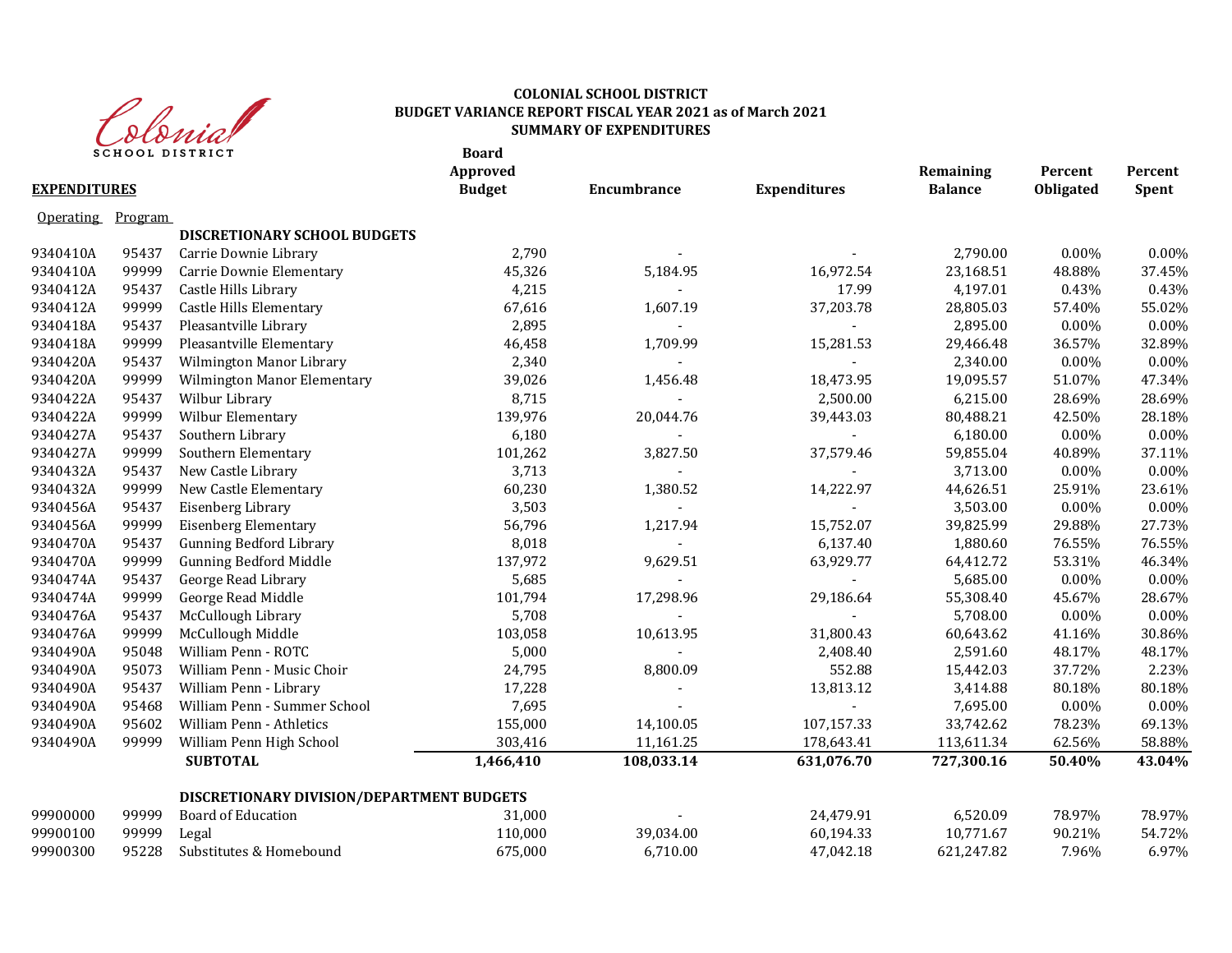Colonial SCHOOL DISTRICT

**COLONIAL SCHOOL DISTRICT**
**BUDGET VARIANCE REPORT FISCAL YEAR 2021 as of March 2021**
**SUMMARY OF EXPENDITURES**

| **EXPENDITURES** | | | **Board Approved Budget** | **Encumbrance** | **Expenditures** | **Remaining Balance** | **Percent Obligated** | **Percent Spent** |
|---|---|---|---|---|---|---|---|---|
| Operating | Program | | | | | | | |
| | | **DISCRETIONARY SCHOOL BUDGETS** | | | | | | |
| 9340410A | 95437 | Carrie Downie Library | 2,790 | - | - | 2,790.00 | 0.00% | 0.00% |
| 9340410A | 99999 | Carrie Downie Elementary | 45,326 | 5,184.95 | 16,972.54 | 23,168.51 | 48.88% | 37.45% |
| 9340412A | 95437 | Castle Hills Library | 4,215 | - | 17.99 | 4,197.01 | 0.43% | 0.43% |
| 9340412A | 99999 | Castle Hills Elementary | 67,616 | 1,607.19 | 37,203.78 | 28,805.03 | 57.40% | 55.02% |
| 9340418A | 95437 | Pleasantville Library | 2,895 | - | - | 2,895.00 | 0.00% | 0.00% |
| 9340418A | 99999 | Pleasantville Elementary | 46,458 | 1,709.99 | 15,281.53 | 29,466.48 | 36.57% | 32.89% |
| 9340420A | 95437 | Wilmington Manor Library | 2,340 | - | - | 2,340.00 | 0.00% | 0.00% |
| 9340420A | 99999 | Wilmington Manor Elementary | 39,026 | 1,456.48 | 18,473.95 | 19,095.57 | 51.07% | 47.34% |
| 9340422A | 95437 | Wilbur Library | 8,715 | - | 2,500.00 | 6,215.00 | 28.69% | 28.69% |
| 9340422A | 99999 | Wilbur Elementary | 139,976 | 20,044.76 | 39,443.03 | 80,488.21 | 42.50% | 28.18% |
| 9340427A | 95437 | Southern Library | 6,180 | - | - | 6,180.00 | 0.00% | 0.00% |
| 9340427A | 99999 | Southern Elementary | 101,262 | 3,827.50 | 37,579.46 | 59,855.04 | 40.89% | 37.11% |
| 9340432A | 95437 | New Castle Library | 3,713 | - | - | 3,713.00 | 0.00% | 0.00% |
| 9340432A | 99999 | New Castle Elementary | 60,230 | 1,380.52 | 14,222.97 | 44,626.51 | 25.91% | 23.61% |
| 9340456A | 95437 | Eisenberg Library | 3,503 | - | - | 3,503.00 | 0.00% | 0.00% |
| 9340456A | 99999 | Eisenberg Elementary | 56,796 | 1,217.94 | 15,752.07 | 39,825.99 | 29.88% | 27.73% |
| 9340470A | 95437 | Gunning Bedford Library | 8,018 | - | 6,137.40 | 1,880.60 | 76.55% | 76.55% |
| 9340470A | 99999 | Gunning Bedford Middle | 137,972 | 9,629.51 | 63,929.77 | 64,412.72 | 53.31% | 46.34% |
| 9340474A | 95437 | George Read Library | 5,685 | - | - | 5,685.00 | 0.00% | 0.00% |
| 9340474A | 99999 | George Read Middle | 101,794 | 17,298.96 | 29,186.64 | 55,308.40 | 45.67% | 28.67% |
| 9340476A | 95437 | McCullough Library | 5,708 | - | - | 5,708.00 | 0.00% | 0.00% |
| 9340476A | 99999 | McCullough Middle | 103,058 | 10,613.95 | 31,800.43 | 60,643.62 | 41.16% | 30.86% |
| 9340490A | 95048 | William Penn - ROTC | 5,000 | - | 2,408.40 | 2,591.60 | 48.17% | 48.17% |
| 9340490A | 95073 | William Penn - Music Choir | 24,795 | 8,800.09 | 552.88 | 15,442.03 | 37.72% | 2.23% |
| 9340490A | 95437 | William Penn - Library | 17,228 | - | 13,813.12 | 3,414.88 | 80.18% | 80.18% |
| 9340490A | 95468 | William Penn - Summer School | 7,695 | - | - | 7,695.00 | 0.00% | 0.00% |
| 9340490A | 95602 | William Penn - Athletics | 155,000 | 14,100.05 | 107,157.33 | 33,742.62 | 78.23% | 69.13% |
| 9340490A | 99999 | William Penn High School | 303,416 | 11,161.25 | 178,643.41 | 113,611.34 | 62.56% | 58.88% |
| | | **SUBTOTAL** | **1,466,410** | **108,033.14** | **631,076.70** | **727,300.16** | **50.40%** | **43.04%** |
| | | **DISCRETIONARY DIVISION/DEPARTMENT BUDGETS** | | | | | | |
| 99900000 | 99999 | Board of Education | 31,000 | - | 24,479.91 | 6,520.09 | 78.97% | 78.97% |
| 99900100 | 99999 | Legal | 110,000 | 39,034.00 | 60,194.33 | 10,771.67 | 90.21% | 54.72% |
| 99900300 | 95228 | Substitutes & Homebound | 675,000 | 6,710.00 | 47,042.18 | 621,247.82 | 7.96% | 6.97% |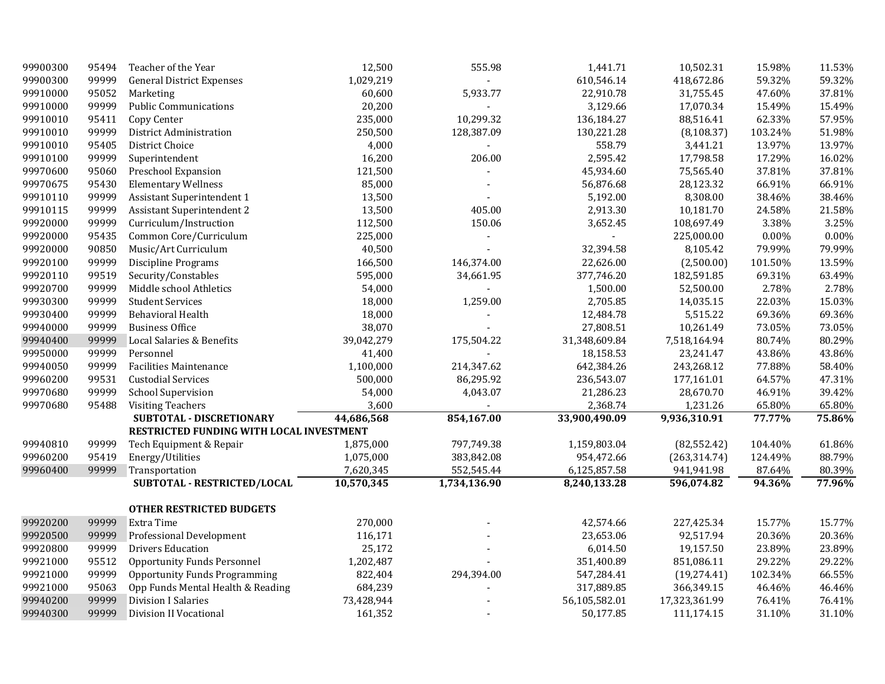| | | | | | | | | |
|---|---|---|---|---|---|---|---|---|
| 99900300 | 95494 | Teacher of the Year | 12,500 | 555.98 | 1,441.71 | 10,502.31 | 15.98% | 11.53% |
| 99900300 | 99999 | General District Expenses | 1,029,219 | - | 610,546.14 | 418,672.86 | 59.32% | 59.32% |
| 99910000 | 95052 | Marketing | 60,600 | 5,933.77 | 22,910.78 | 31,755.45 | 47.60% | 37.81% |
| 99910000 | 99999 | Public Communications | 20,200 | - | 3,129.66 | 17,070.34 | 15.49% | 15.49% |
| 99910010 | 95411 | Copy Center | 235,000 | 10,299.32 | 136,184.27 | 88,516.41 | 62.33% | 57.95% |
| 99910010 | 99999 | District Administration | 250,500 | 128,387.09 | 130,221.28 | (8,108.37) | 103.24% | 51.98% |
| 99910010 | 95405 | District Choice | 4,000 | - | 558.79 | 3,441.21 | 13.97% | 13.97% |
| 99910100 | 99999 | Superintendent | 16,200 | 206.00 | 2,595.42 | 17,798.58 | 17.29% | 16.02% |
| 99970600 | 95060 | Preschool Expansion | 121,500 | - | 45,934.60 | 75,565.40 | 37.81% | 37.81% |
| 99970675 | 95430 | Elementary Wellness | 85,000 | - | 56,876.68 | 28,123.32 | 66.91% | 66.91% |
| 99910110 | 99999 | Assistant Superintendent 1 | 13,500 | - | 5,192.00 | 8,308.00 | 38.46% | 38.46% |
| 99910115 | 99999 | Assistant Superintendent 2 | 13,500 | 405.00 | 2,913.30 | 10,181.70 | 24.58% | 21.58% |
| 99920000 | 99999 | Curriculum/Instruction | 112,500 | 150.06 | 3,652.45 | 108,697.49 | 3.38% | 3.25% |
| 99920000 | 95435 | Common Core/Curriculum | 225,000 | - | - | 225,000.00 | 0.00% | 0.00% |
| 99920000 | 90850 | Music/Art Curriculum | 40,500 | - | 32,394.58 | 8,105.42 | 79.99% | 79.99% |
| 99920100 | 99999 | Discipline Programs | 166,500 | 146,374.00 | 22,626.00 | (2,500.00) | 101.50% | 13.59% |
| 99920110 | 99519 | Security/Constables | 595,000 | 34,661.95 | 377,746.20 | 182,591.85 | 69.31% | 63.49% |
| 99920700 | 99999 | Middle school Athletics | 54,000 | - | 1,500.00 | 52,500.00 | 2.78% | 2.78% |
| 99930300 | 99999 | Student Services | 18,000 | 1,259.00 | 2,705.85 | 14,035.15 | 22.03% | 15.03% |
| 99930400 | 99999 | Behavioral Health | 18,000 | - | 12,484.78 | 5,515.22 | 69.36% | 69.36% |
| 99940000 | 99999 | Business Office | 38,070 | - | 27,808.51 | 10,261.49 | 73.05% | 73.05% |
| 99940400 | 99999 | Local Salaries & Benefits | 39,042,279 | 175,504.22 | 31,348,609.84 | 7,518,164.94 | 80.74% | 80.29% |
| 99950000 | 99999 | Personnel | 41,400 | - | 18,158.53 | 23,241.47 | 43.86% | 43.86% |
| 99940050 | 99999 | Facilities Maintenance | 1,100,000 | 214,347.62 | 642,384.26 | 243,268.12 | 77.88% | 58.40% |
| 99960200 | 99531 | Custodial Services | 500,000 | 86,295.92 | 236,543.07 | 177,161.01 | 64.57% | 47.31% |
| 99970680 | 99999 | School Supervision | 54,000 | 4,043.07 | 21,286.23 | 28,670.70 | 46.91% | 39.42% |
| 99970680 | 95488 | Visiting Teachers | 3,600 | - | 2,368.74 | 1,231.26 | 65.80% | 65.80% |
| | | **SUBTOTAL - DISCRETIONARY** | **44,686,568** | **854,167.00** | **33,900,490.09** | **9,936,310.91** | **77.77%** | **75.86%** |
| | | **RESTRICTED FUNDING WITH LOCAL INVESTMENT** | | | | | | |
| 99940810 | 99999 | Tech Equipment & Repair | 1,875,000 | 797,749.38 | 1,159,803.04 | (82,552.42) | 104.40% | 61.86% |
| 99960200 | 95419 | Energy/Utilities | 1,075,000 | 383,842.08 | 954,472.66 | (263,314.74) | 124.49% | 88.79% |
| 99960400 | 99999 | Transportation | 7,620,345 | 552,545.44 | 6,125,857.58 | 941,941.98 | 87.64% | 80.39% |
| | | **SUBTOTAL - RESTRICTED/LOCAL** | **10,570,345** | **1,734,136.90** | **8,240,133.28** | **596,074.82** | **94.36%** | **77.96%** |
| | | | | | | | | |
| | | **OTHER RESTRICTED BUDGETS** | | | | | | |
| 99920200 | 99999 | Extra Time | 270,000 | - | 42,574.66 | 227,425.34 | 15.77% | 15.77% |
| 99920500 | 99999 | Professional Development | 116,171 | - | 23,653.06 | 92,517.94 | 20.36% | 20.36% |
| 99920800 | 99999 | Drivers Education | 25,172 | - | 6,014.50 | 19,157.50 | 23.89% | 23.89% |
| 99921000 | 95512 | Opportunity Funds Personnel | 1,202,487 | - | 351,400.89 | 851,086.11 | 29.22% | 29.22% |
| 99921000 | 99999 | Opportunity Funds Programming | 822,404 | 294,394.00 | 547,284.41 | (19,274.41) | 102.34% | 66.55% |
| 99921000 | 95063 | Opp Funds Mental Health & Reading | 684,239 | - | 317,889.85 | 366,349.15 | 46.46% | 46.46% |
| 99940200 | 99999 | Division I Salaries | 73,428,944 | - | 56,105,582.01 | 17,323,361.99 | 76.41% | 76.41% |
| 99940300 | 99999 | Division II Vocational | 161,352 | - | 50,177.85 | 111,174.15 | 31.10% | 31.10% |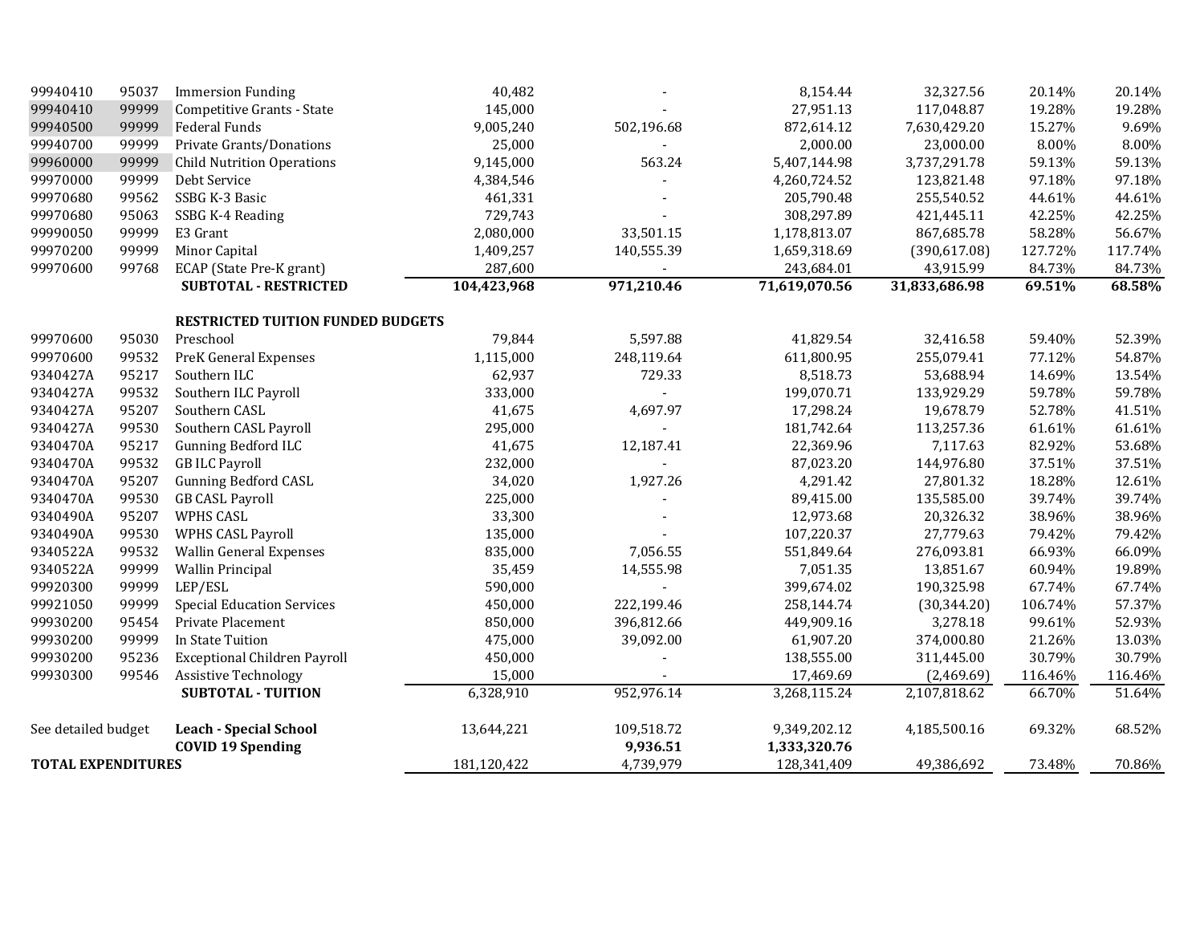| | | | | | | | | |
|---|---|---|---|---|---|---|---|---|
| 99940410 | 95037 | Immersion Funding | 40,482 | - | 8,154.44 | 32,327.56 | 20.14% | 20.14% |
| 99940410 | 99999 | Competitive Grants - State | 145,000 | - | 27,951.13 | 117,048.87 | 19.28% | 19.28% |
| 99940500 | 99999 | Federal Funds | 9,005,240 | 502,196.68 | 872,614.12 | 7,630,429.20 | 15.27% | 9.69% |
| 99940700 | 99999 | Private Grants/Donations | 25,000 | - | 2,000.00 | 23,000.00 | 8.00% | 8.00% |
| 99960000 | 99999 | Child Nutrition Operations | 9,145,000 | 563.24 | 5,407,144.98 | 3,737,291.78 | 59.13% | 59.13% |
| 99970000 | 99999 | Debt Service | 4,384,546 | - | 4,260,724.52 | 123,821.48 | 97.18% | 97.18% |
| 99970680 | 99562 | SSBG K-3 Basic | 461,331 | - | 205,790.48 | 255,540.52 | 44.61% | 44.61% |
| 99970680 | 95063 | SSBG K-4 Reading | 729,743 | - | 308,297.89 | 421,445.11 | 42.25% | 42.25% |
| 99990050 | 99999 | E3 Grant | 2,080,000 | 33,501.15 | 1,178,813.07 | 867,685.78 | 58.28% | 56.67% |
| 99970200 | 99999 | Minor Capital | 1,409,257 | 140,555.39 | 1,659,318.69 | (390,617.08) | 127.72% | 117.74% |
| 99970600 | 99768 | ECAP (State Pre-K grant) | 287,600 | - | 243,684.01 | 43,915.99 | 84.73% | 84.73% |
| | | **SUBTOTAL - RESTRICTED** | **104,423,968** | **971,210.46** | **71,619,070.56** | **31,833,686.98** | **69.51%** | **68.58%** |
| | | | | | | | | |
| | | **RESTRICTED TUITION FUNDED BUDGETS** | | | | | | |
| 99970600 | 95030 | Preschool | 79,844 | 5,597.88 | 41,829.54 | 32,416.58 | 59.40% | 52.39% |
| 99970600 | 99532 | PreK General Expenses | 1,115,000 | 248,119.64 | 611,800.95 | 255,079.41 | 77.12% | 54.87% |
| 9340427A | 95217 | Southern ILC | 62,937 | 729.33 | 8,518.73 | 53,688.94 | 14.69% | 13.54% |
| 9340427A | 99532 | Southern ILC Payroll | 333,000 | - | 199,070.71 | 133,929.29 | 59.78% | 59.78% |
| 9340427A | 95207 | Southern CASL | 41,675 | 4,697.97 | 17,298.24 | 19,678.79 | 52.78% | 41.51% |
| 9340427A | 99530 | Southern CASL Payroll | 295,000 | - | 181,742.64 | 113,257.36 | 61.61% | 61.61% |
| 9340470A | 95217 | Gunning Bedford ILC | 41,675 | 12,187.41 | 22,369.96 | 7,117.63 | 82.92% | 53.68% |
| 9340470A | 99532 | GB ILC Payroll | 232,000 | - | 87,023.20 | 144,976.80 | 37.51% | 37.51% |
| 9340470A | 95207 | Gunning Bedford CASL | 34,020 | 1,927.26 | 4,291.42 | 27,801.32 | 18.28% | 12.61% |
| 9340470A | 99530 | GB CASL Payroll | 225,000 | - | 89,415.00 | 135,585.00 | 39.74% | 39.74% |
| 9340490A | 95207 | WPHS CASL | 33,300 | - | 12,973.68 | 20,326.32 | 38.96% | 38.96% |
| 9340490A | 99530 | WPHS CASL Payroll | 135,000 | - | 107,220.37 | 27,779.63 | 79.42% | 79.42% |
| 9340522A | 99532 | Wallin General Expenses | 835,000 | 7,056.55 | 551,849.64 | 276,093.81 | 66.93% | 66.09% |
| 9340522A | 99999 | Wallin Principal | 35,459 | 14,555.98 | 7,051.35 | 13,851.67 | 60.94% | 19.89% |
| 99920300 | 99999 | LEP/ESL | 590,000 | - | 399,674.02 | 190,325.98 | 67.74% | 67.74% |
| 99921050 | 99999 | Special Education Services | 450,000 | 222,199.46 | 258,144.74 | (30,344.20) | 106.74% | 57.37% |
| 99930200 | 95454 | Private Placement | 850,000 | 396,812.66 | 449,909.16 | 3,278.18 | 99.61% | 52.93% |
| 99930200 | 99999 | In State Tuition | 475,000 | 39,092.00 | 61,907.20 | 374,000.80 | 21.26% | 13.03% |
| 99930200 | 95236 | Exceptional Children Payroll | 450,000 | - | 138,555.00 | 311,445.00 | 30.79% | 30.79% |
| 99930300 | 99546 | Assistive Technology | 15,000 | - | 17,469.69 | (2,469.69) | 116.46% | 116.46% |
| | | **SUBTOTAL - TUITION** | 6,328,910 | 952,976.14 | 3,268,115.24 | 2,107,818.62 | 66.70% | 51.64% |
| | | | | | | | | |
| See detailed budget | | **Leach - Special School** | 13,644,221 | 109,518.72 | 9,349,202.12 | 4,185,500.16 | 69.32% | 68.52% |
| | | **COVID 19 Spending** | | **9,936.51** | **1,333,320.76** | | | |
| **TOTAL EXPENDITURES** | | | 181,120,422 | 4,739,979 | 128,341,409 | 49,386,692 | 73.48% | 70.86% |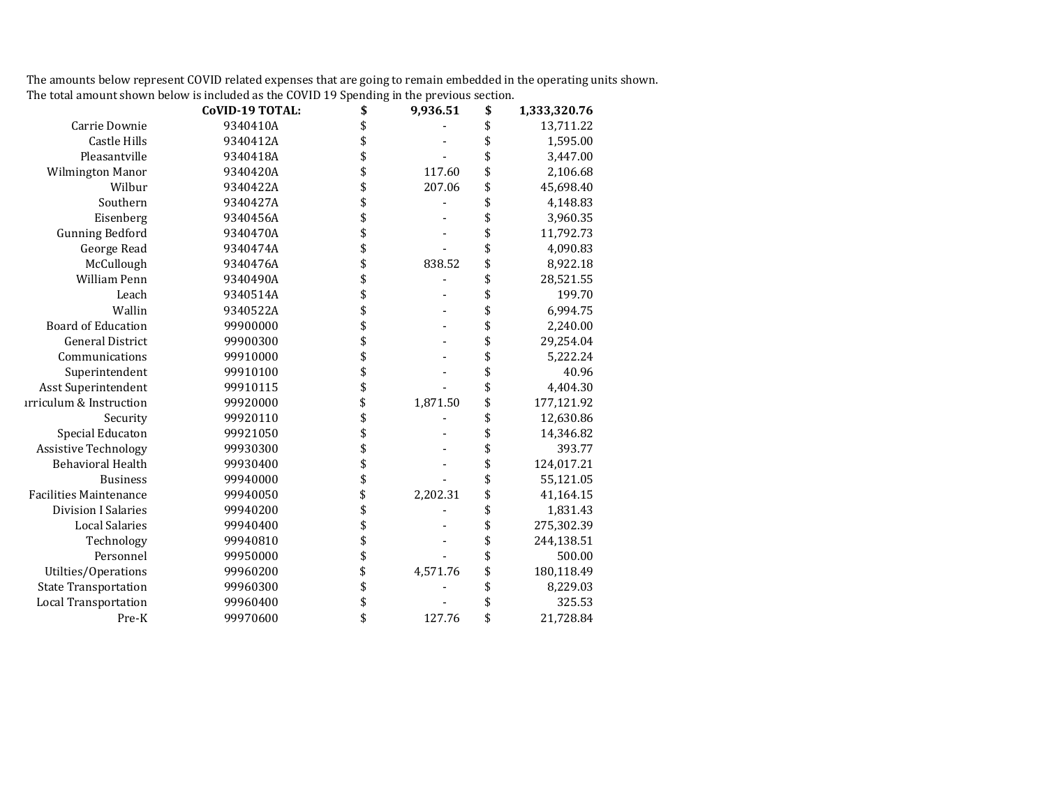The amounts below represent COVID related expenses that are going to remain embedded in the operating units shown.
The total amount shown below is included as the COVID 19 Spending in the previous section.

| | | | |
|---|---|---|---|
| | **CoVID-19 TOTAL:** | **$ 9,936.51** | **$ 1,333,320.76** |
| Carrie Downie | 9340410A | $ - | $ 13,711.22 |
| Castle Hills | 9340412A | $ - | $ 1,595.00 |
| Pleasantville | 9340418A | $ - | $ 3,447.00 |
| Wilmington Manor | 9340420A | $ 117.60 | $ 2,106.68 |
| Wilbur | 9340422A | $ 207.06 | $ 45,698.40 |
| Southern | 9340427A | $ - | $ 4,148.83 |
| Eisenberg | 9340456A | $ - | $ 3,960.35 |
| Gunning Bedford | 9340470A | $ - | $ 11,792.73 |
| George Read | 9340474A | $ - | $ 4,090.83 |
| McCullough | 9340476A | $ 838.52 | $ 8,922.18 |
| William Penn | 9340490A | $ - | $ 28,521.55 |
| Leach | 9340514A | $ - | $ 199.70 |
| Wallin | 9340522A | $ - | $ 6,994.75 |
| Board of Education | 99900000 | $ - | $ 2,240.00 |
| General District | 99900300 | $ - | $ 29,254.04 |
| Communications | 99910000 | $ - | $ 5,222.24 |
| Superintendent | 99910100 | $ - | $ 40.96 |
| Asst Superintendent | 99910115 | $ - | $ 4,404.30 |
| urriculum & Instruction | 99920000 | $ 1,871.50 | $ 177,121.92 |
| Security | 99920110 | $ - | $ 12,630.86 |
| Special Educaton | 99921050 | $ - | $ 14,346.82 |
| Assistive Technology | 99930300 | $ - | $ 393.77 |
| Behavioral Health | 99930400 | $ - | $ 124,017.21 |
| Business | 99940000 | $ - | $ 55,121.05 |
| Facilities Maintenance | 99940050 | $ 2,202.31 | $ 41,164.15 |
| Division I Salaries | 99940200 | $ - | $ 1,831.43 |
| Local Salaries | 99940400 | $ - | $ 275,302.39 |
| Technology | 99940810 | $ - | $ 244,138.51 |
| Personnel | 99950000 | $ - | $ 500.00 |
| Utilties/Operations | 99960200 | $ 4,571.76 | $ 180,118.49 |
| State Transportation | 99960300 | $ - | $ 8,229.03 |
| Local Transportation | 99960400 | $ - | $ 325.53 |
| Pre-K | 99970600 | $ 127.76 | $ 21,728.84 |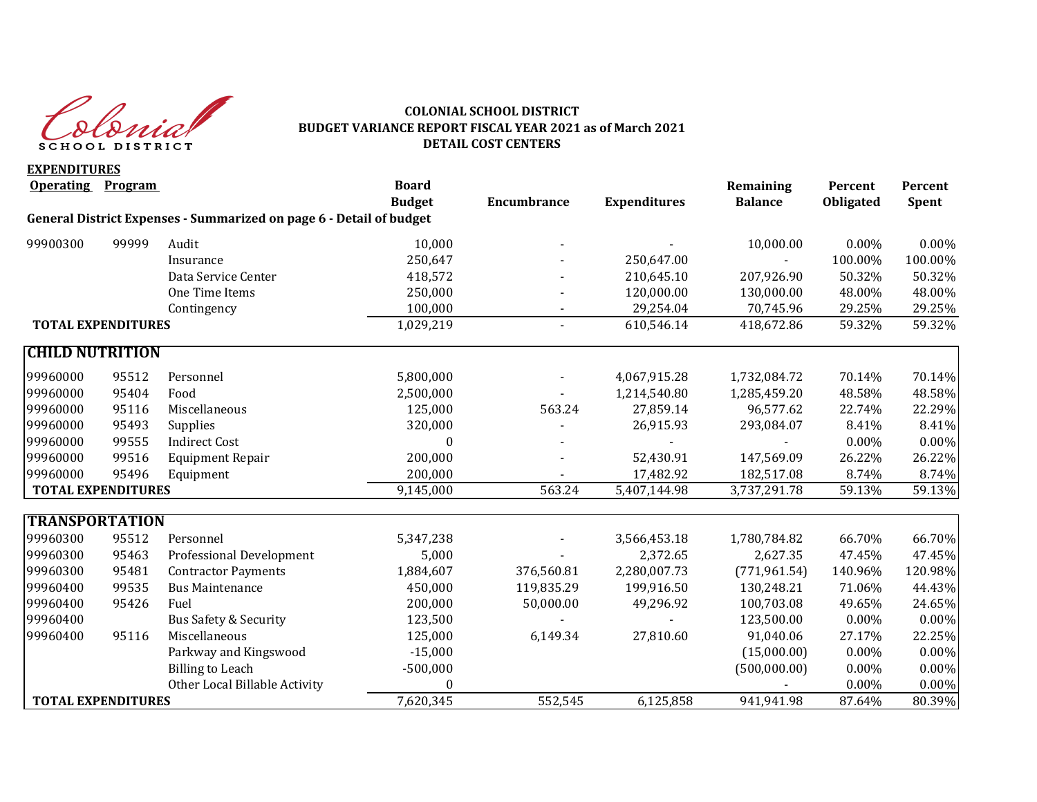# COLONIAL SCHOOL DISTRICT
## BUDGET VARIANCE REPORT FISCAL YEAR 2021 as of March 2021
## DETAIL COST CENTERS

**EXPENDITURES**

| Operating | Program | | Board Budget | Encumbrance | Expenditures | Remaining Balance | Percent Obligated | Percent Spent |
|---|---|---|---|---|---|---|---|---|
| **General District Expenses - Summarized on page 6 - Detail of budget** | | | | | | | | |
| 99900300 | 99999 | Audit | 10,000 | - | - | 10,000.00 | 0.00% | 0.00% |
| | | Insurance | 250,647 | - | 250,647.00 | - | 100.00% | 100.00% |
| | | Data Service Center | 418,572 | - | 210,645.10 | 207,926.90 | 50.32% | 50.32% |
| | | One Time Items | 250,000 | - | 120,000.00 | 130,000.00 | 48.00% | 48.00% |
| | | Contingency | 100,000 | - | 29,254.04 | 70,745.96 | 29.25% | 29.25% |
| **TOTAL EXPENDITURES** | | | 1,029,219 | - | 610,546.14 | 418,672.86 | 59.32% | 59.32% |

| **CHILD NUTRITION** | | | | | | | | |
|---|---|---|---|---|---|---|---|---|
| 99960000 | 95512 | Personnel | 5,800,000 | - | 4,067,915.28 | 1,732,084.72 | 70.14% | 70.14% |
| 99960000 | 95404 | Food | 2,500,000 | - | 1,214,540.80 | 1,285,459.20 | 48.58% | 48.58% |
| 99960000 | 95116 | Miscellaneous | 125,000 | 563.24 | 27,859.14 | 96,577.62 | 22.74% | 22.29% |
| 99960000 | 95493 | Supplies | 320,000 | - | 26,915.93 | 293,084.07 | 8.41% | 8.41% |
| 99960000 | 99555 | Indirect Cost | 0 | - | - | - | 0.00% | 0.00% |
| 99960000 | 99516 | Equipment Repair | 200,000 | - | 52,430.91 | 147,569.09 | 26.22% | 26.22% |
| 99960000 | 95496 | Equipment | 200,000 | - | 17,482.92 | 182,517.08 | 8.74% | 8.74% |
| **TOTAL EXPENDITURES** | | | 9,145,000 | 563.24 | 5,407,144.98 | 3,737,291.78 | 59.13% | 59.13% |

| **TRANSPORTATION** | | | | | | | | |
|---|---|---|---|---|---|---|---|---|
| 99960300 | 95512 | Personnel | 5,347,238 | - | 3,566,453.18 | 1,780,784.82 | 66.70% | 66.70% |
| 99960300 | 95463 | Professional Development | 5,000 | - | 2,372.65 | 2,627.35 | 47.45% | 47.45% |
| 99960300 | 95481 | Contractor Payments | 1,884,607 | 376,560.81 | 2,280,007.73 | (771,961.54) | 140.96% | 120.98% |
| 99960400 | 99535 | Bus Maintenance | 450,000 | 119,835.29 | 199,916.50 | 130,248.21 | 71.06% | 44.43% |
| 99960400 | 95426 | Fuel | 200,000 | 50,000.00 | 49,296.92 | 100,703.08 | 49.65% | 24.65% |
| 99960400 | | Bus Safety & Security | 123,500 | - | - | 123,500.00 | 0.00% | 0.00% |
| 99960400 | 95116 | Miscellaneous | 125,000 | 6,149.34 | 27,810.60 | 91,040.06 | 27.17% | 22.25% |
| | | Parkway and Kingswood | -15,000 | | | (15,000.00) | 0.00% | 0.00% |
| | | Billing to Leach | -500,000 | | | (500,000.00) | 0.00% | 0.00% |
| | | Other Local Billable Activity | 0 | | | - | 0.00% | 0.00% |
| **TOTAL EXPENDITURES** | | | 7,620,345 | 552,545 | 6,125,858 | 941,941.98 | 87.64% | 80.39% |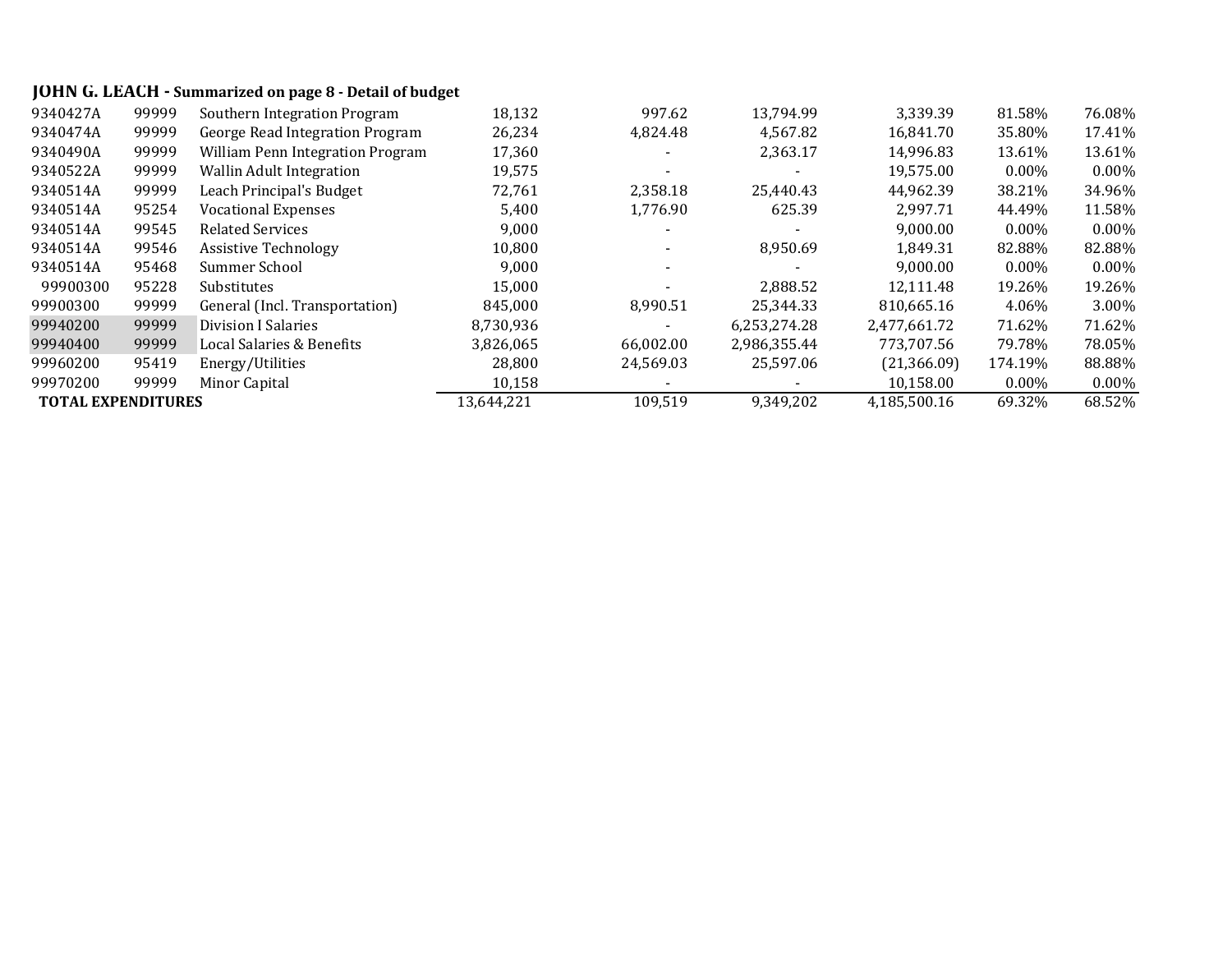**JOHN G. LEACH - Summarized on page 8 - Detail of budget**

| | | | | | | | | |
|---|---|---|---|---|---|---|---|---|
| 9340427A | 99999 | Southern Integration Program | 18,132 | 997.62 | 13,794.99 | 3,339.39 | 81.58% | 76.08% |
| 9340474A | 99999 | George Read Integration Program | 26,234 | 4,824.48 | 4,567.82 | 16,841.70 | 35.80% | 17.41% |
| 9340490A | 99999 | William Penn Integration Program | 17,360 | - | 2,363.17 | 14,996.83 | 13.61% | 13.61% |
| 9340522A | 99999 | Wallin Adult Integration | 19,575 | - | - | 19,575.00 | 0.00% | 0.00% |
| 9340514A | 99999 | Leach Principal's Budget | 72,761 | 2,358.18 | 25,440.43 | 44,962.39 | 38.21% | 34.96% |
| 9340514A | 95254 | Vocational Expenses | 5,400 | 1,776.90 | 625.39 | 2,997.71 | 44.49% | 11.58% |
| 9340514A | 99545 | Related Services | 9,000 | - | - | 9,000.00 | 0.00% | 0.00% |
| 9340514A | 99546 | Assistive Technology | 10,800 | - | 8,950.69 | 1,849.31 | 82.88% | 82.88% |
| 9340514A | 95468 | Summer School | 9,000 | - | - | 9,000.00 | 0.00% | 0.00% |
| 99900300 | 95228 | Substitutes | 15,000 | - | 2,888.52 | 12,111.48 | 19.26% | 19.26% |
| 99900300 | 99999 | General (Incl. Transportation) | 845,000 | 8,990.51 | 25,344.33 | 810,665.16 | 4.06% | 3.00% |
| 99940200 | 99999 | Division I Salaries | 8,730,936 | - | 6,253,274.28 | 2,477,661.72 | 71.62% | 71.62% |
| 99940400 | 99999 | Local Salaries & Benefits | 3,826,065 | 66,002.00 | 2,986,355.44 | 773,707.56 | 79.78% | 78.05% |
| 99960200 | 95419 | Energy/Utilities | 28,800 | 24,569.03 | 25,597.06 | (21,366.09) | 174.19% | 88.88% |
| 99970200 | 99999 | Minor Capital | 10,158 | - | - | 10,158.00 | 0.00% | 0.00% |
| **TOTAL EXPENDITURES** | | | 13,644,221 | 109,519 | 9,349,202 | 4,185,500.16 | 69.32% | 68.52% |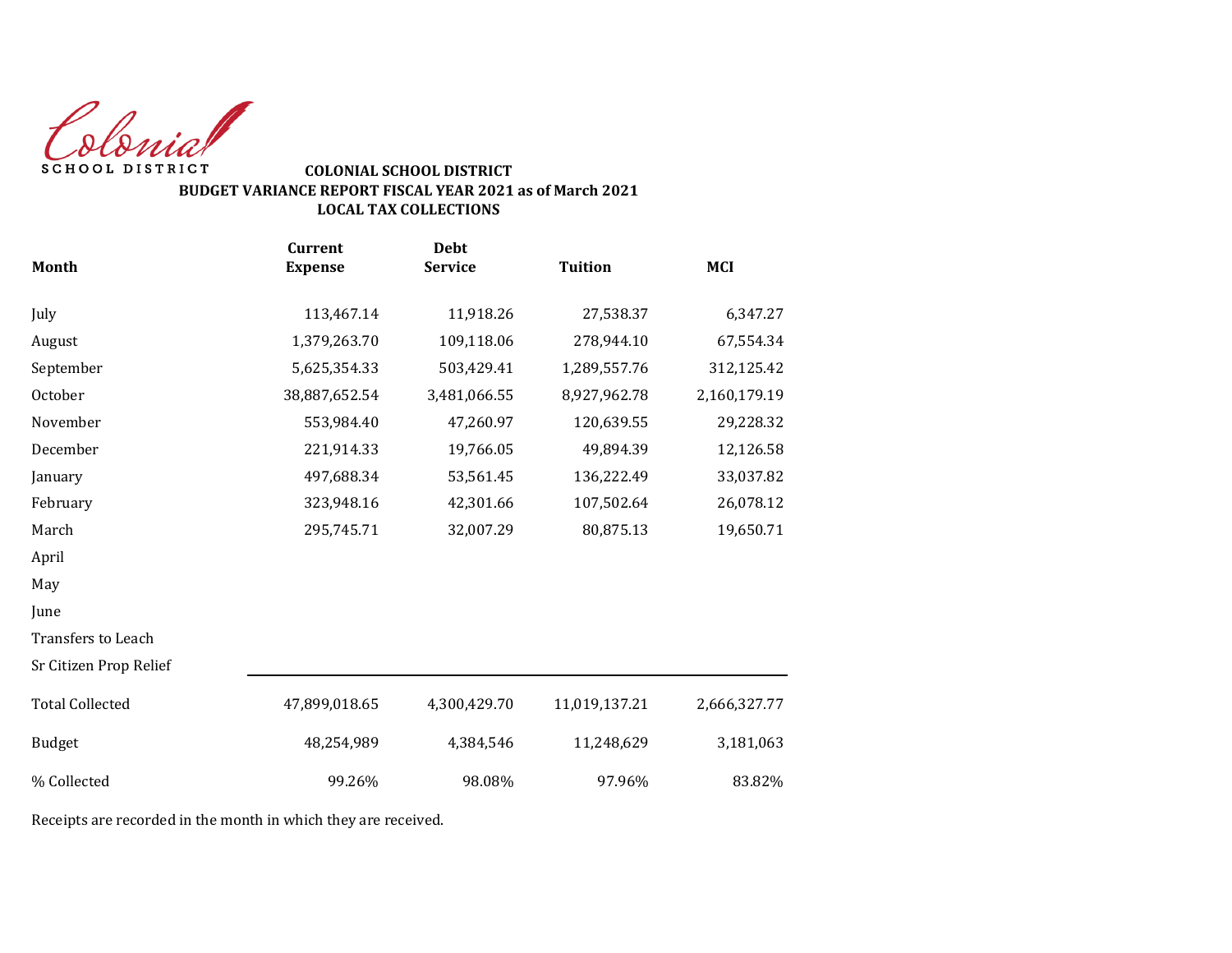Colonial

SCHOOL DISTRICT

**COLONIAL SCHOOL DISTRICT**

**BUDGET VARIANCE REPORT FISCAL YEAR 2021 as of March 2021**

**LOCAL TAX COLLECTIONS**

| Month | Current Expense | Debt Service | Tuition | MCI |
|---|---|---|---|---|
| July | 113,467.14 | 11,918.26 | 27,538.37 | 6,347.27 |
| August | 1,379,263.70 | 109,118.06 | 278,944.10 | 67,554.34 |
| September | 5,625,354.33 | 503,429.41 | 1,289,557.76 | 312,125.42 |
| October | 38,887,652.54 | 3,481,066.55 | 8,927,962.78 | 2,160,179.19 |
| November | 553,984.40 | 47,260.97 | 120,639.55 | 29,228.32 |
| December | 221,914.33 | 19,766.05 | 49,894.39 | 12,126.58 |
| January | 497,688.34 | 53,561.45 | 136,222.49 | 33,037.82 |
| February | 323,948.16 | 42,301.66 | 107,502.64 | 26,078.12 |
| March | 295,745.71 | 32,007.29 | 80,875.13 | 19,650.71 |
| April | | | | |
| May | | | | |
| June | | | | |
| Transfers to Leach | | | | |
| Sr Citizen Prop Relief | | | | |
| Total Collected | 47,899,018.65 | 4,300,429.70 | 11,019,137.21 | 2,666,327.77 |
| Budget | 48,254,989 | 4,384,546 | 11,248,629 | 3,181,063 |
| % Collected | 99.26% | 98.08% | 97.96% | 83.82% |

Receipts are recorded in the month in which they are received.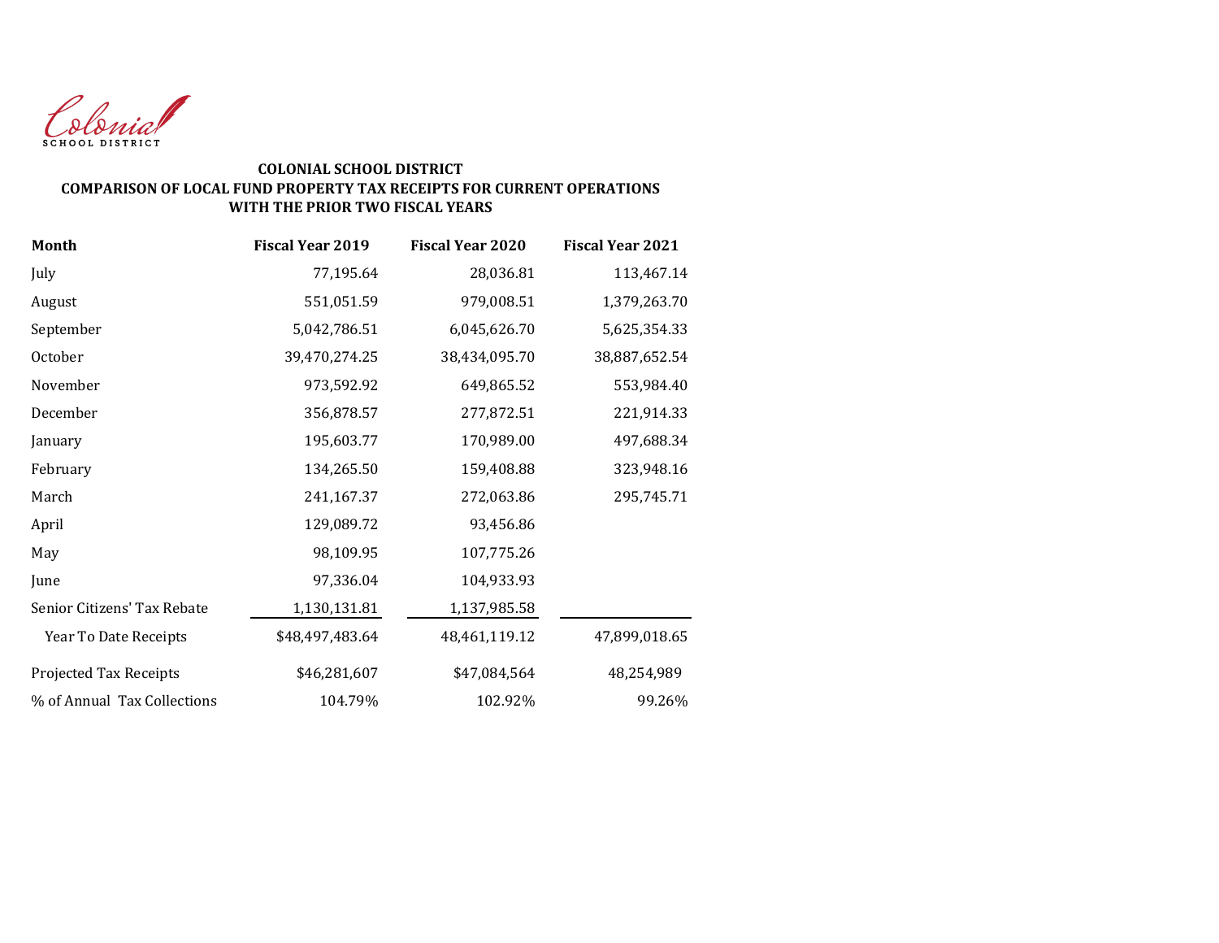Colonial
SCHOOL DISTRICT

**COLONIAL SCHOOL DISTRICT**
**COMPARISON OF LOCAL FUND PROPERTY TAX RECEIPTS FOR CURRENT OPERATIONS**
**WITH THE PRIOR TWO FISCAL YEARS**

| Month | Fiscal Year 2019 | Fiscal Year 2020 | Fiscal Year 2021 |
|---|---|---|---|
| July | 77,195.64 | 28,036.81 | 113,467.14 |
| August | 551,051.59 | 979,008.51 | 1,379,263.70 |
| September | 5,042,786.51 | 6,045,626.70 | 5,625,354.33 |
| October | 39,470,274.25 | 38,434,095.70 | 38,887,652.54 |
| November | 973,592.92 | 649,865.52 | 553,984.40 |
| December | 356,878.57 | 277,872.51 | 221,914.33 |
| January | 195,603.77 | 170,989.00 | 497,688.34 |
| February | 134,265.50 | 159,408.88 | 323,948.16 |
| March | 241,167.37 | 272,063.86 | 295,745.71 |
| April | 129,089.72 | 93,456.86 | |
| May | 98,109.95 | 107,775.26 | |
| June | 97,336.04 | 104,933.93 | |
| Senior Citizens' Tax Rebate | 1,130,131.81 | 1,137,985.58 | |
| Year To Date Receipts | $48,497,483.64 | 48,461,119.12 | 47,899,018.65 |
| Projected Tax Receipts | $46,281,607 | $47,084,564 | 48,254,989 |
| % of Annual Tax Collections | 104.79% | 102.92% | 99.26% |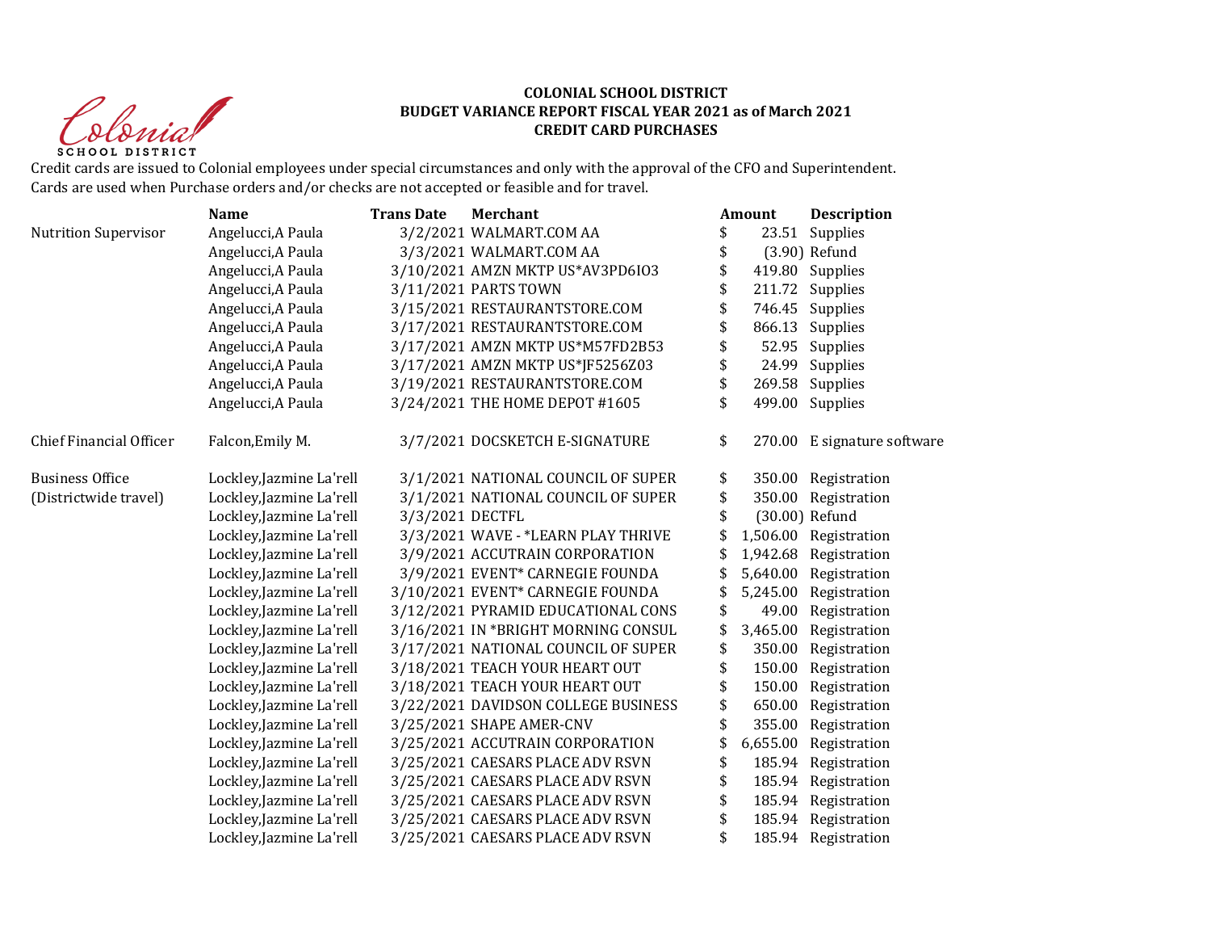**COLONIAL SCHOOL DISTRICT**
**BUDGET VARIANCE REPORT FISCAL YEAR 2021 as of March 2021**
**CREDIT CARD PURCHASES**

Credit cards are issued to Colonial employees under special circumstances and only with the approval of the CFO and Superintendent.
Cards are used when Purchase orders and/or checks are not accepted or feasible and for travel.

| | Name | Trans Date | Merchant | Amount | Description |
|---|---|---|---|---|---|
| Nutrition Supervisor | Angelucci,A Paula | 3/2/2021 | WALMART.COM AA | $ 23.51 | Supplies |
| | Angelucci,A Paula | 3/3/2021 | WALMART.COM AA | $ (3.90) | Refund |
| | Angelucci,A Paula | 3/10/2021 | AMZN MKTP US*AV3PD6IO3 | $ 419.80 | Supplies |
| | Angelucci,A Paula | 3/11/2021 | PARTS TOWN | $ 211.72 | Supplies |
| | Angelucci,A Paula | 3/15/2021 | RESTAURANTSTORE.COM | $ 746.45 | Supplies |
| | Angelucci,A Paula | 3/17/2021 | RESTAURANTSTORE.COM | $ 866.13 | Supplies |
| | Angelucci,A Paula | 3/17/2021 | AMZN MKTP US*M57FD2B53 | $ 52.95 | Supplies |
| | Angelucci,A Paula | 3/17/2021 | AMZN MKTP US*JF5256Z03 | $ 24.99 | Supplies |
| | Angelucci,A Paula | 3/19/2021 | RESTAURANTSTORE.COM | $ 269.58 | Supplies |
| | Angelucci,A Paula | 3/24/2021 | THE HOME DEPOT #1605 | $ 499.00 | Supplies |
| Chief Financial Officer | Falcon,Emily M. | 3/7/2021 | DOCSKETCH E-SIGNATURE | $ 270.00 | E signature software |
| Business Office (Districtwide travel) | Lockley,Jazmine La'rell | 3/1/2021 | NATIONAL COUNCIL OF SUPER | $ 350.00 | Registration |
| | Lockley,Jazmine La'rell | 3/1/2021 | NATIONAL COUNCIL OF SUPER | $ 350.00 | Registration |
| | Lockley,Jazmine La'rell | 3/3/2021 | DECTFL | $ (30.00) | Refund |
| | Lockley,Jazmine La'rell | 3/3/2021 | WAVE - *LEARN PLAY THRIVE | $ 1,506.00 | Registration |
| | Lockley,Jazmine La'rell | 3/9/2021 | ACCUTRAIN CORPORATION | $ 1,942.68 | Registration |
| | Lockley,Jazmine La'rell | 3/9/2021 | EVENT* CARNEGIE FOUNDA | $ 5,640.00 | Registration |
| | Lockley,Jazmine La'rell | 3/10/2021 | EVENT* CARNEGIE FOUNDA | $ 5,245.00 | Registration |
| | Lockley,Jazmine La'rell | 3/12/2021 | PYRAMID EDUCATIONAL CONS | $ 49.00 | Registration |
| | Lockley,Jazmine La'rell | 3/16/2021 | IN *BRIGHT MORNING CONSUL | $ 3,465.00 | Registration |
| | Lockley,Jazmine La'rell | 3/17/2021 | NATIONAL COUNCIL OF SUPER | $ 350.00 | Registration |
| | Lockley,Jazmine La'rell | 3/18/2021 | TEACH YOUR HEART OUT | $ 150.00 | Registration |
| | Lockley,Jazmine La'rell | 3/18/2021 | TEACH YOUR HEART OUT | $ 150.00 | Registration |
| | Lockley,Jazmine La'rell | 3/22/2021 | DAVIDSON COLLEGE BUSINESS | $ 650.00 | Registration |
| | Lockley,Jazmine La'rell | 3/25/2021 | SHAPE AMER-CNV | $ 355.00 | Registration |
| | Lockley,Jazmine La'rell | 3/25/2021 | ACCUTRAIN CORPORATION | $ 6,655.00 | Registration |
| | Lockley,Jazmine La'rell | 3/25/2021 | CAESARS PLACE ADV RSVN | $ 185.94 | Registration |
| | Lockley,Jazmine La'rell | 3/25/2021 | CAESARS PLACE ADV RSVN | $ 185.94 | Registration |
| | Lockley,Jazmine La'rell | 3/25/2021 | CAESARS PLACE ADV RSVN | $ 185.94 | Registration |
| | Lockley,Jazmine La'rell | 3/25/2021 | CAESARS PLACE ADV RSVN | $ 185.94 | Registration |
| | Lockley,Jazmine La'rell | 3/25/2021 | CAESARS PLACE ADV RSVN | $ 185.94 | Registration |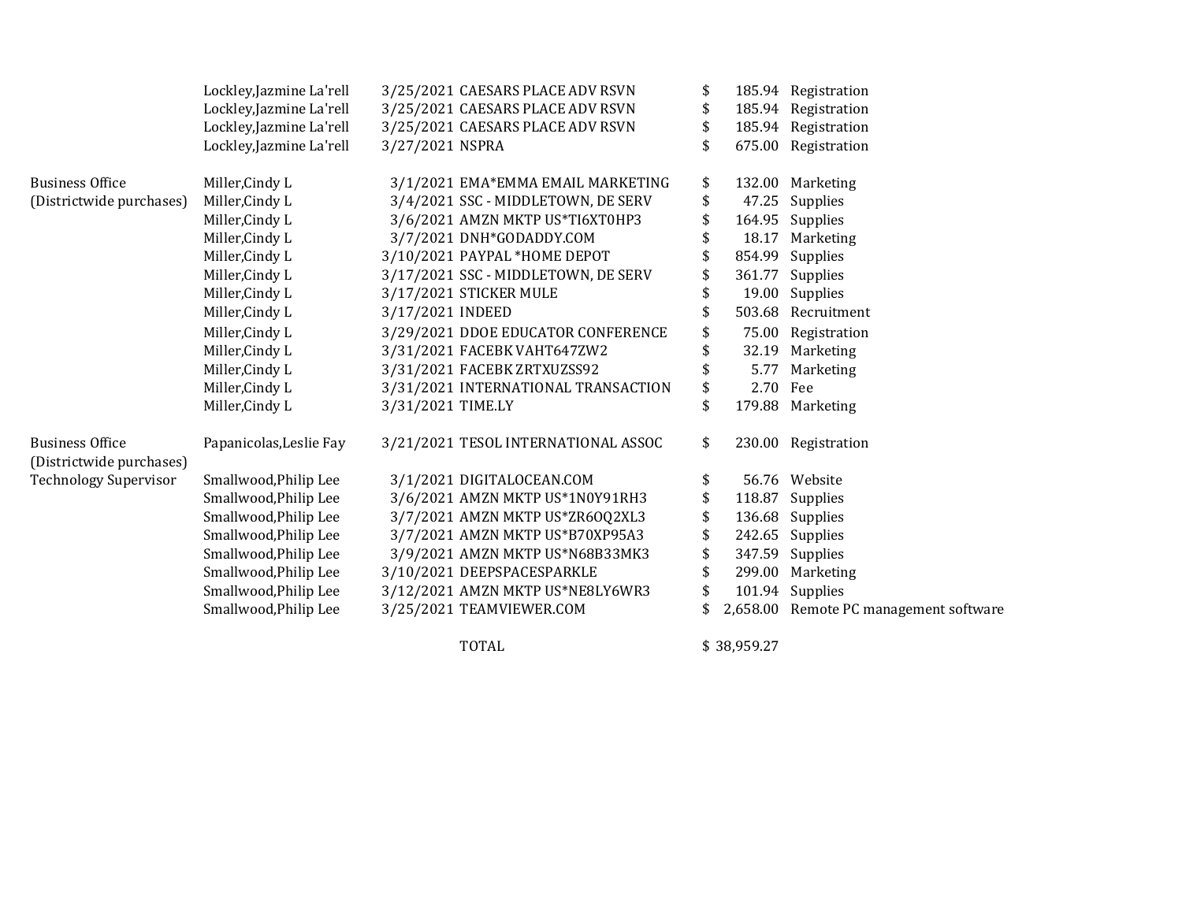| | | | | | |
|---|---|---|---|---|---|
| | Lockley,Jazmine La'rell | 3/25/2021 | CAESARS PLACE ADV RSVN | $ 185.94 | Registration |
| | Lockley,Jazmine La'rell | 3/25/2021 | CAESARS PLACE ADV RSVN | $ 185.94 | Registration |
| | Lockley,Jazmine La'rell | 3/25/2021 | CAESARS PLACE ADV RSVN | $ 185.94 | Registration |
| | Lockley,Jazmine La'rell | 3/27/2021 | NSPRA | $ 675.00 | Registration |
| Business Office (Districtwide purchases) | Miller,Cindy L | 3/1/2021 | EMA*EMMA EMAIL MARKETING | $ 132.00 | Marketing |
| | Miller,Cindy L | 3/4/2021 | SSC - MIDDLETOWN, DE SERV | $ 47.25 | Supplies |
| | Miller,Cindy L | 3/6/2021 | AMZN MKTP US*TI6XT0HP3 | $ 164.95 | Supplies |
| | Miller,Cindy L | 3/7/2021 | DNH*GODADDY.COM | $ 18.17 | Marketing |
| | Miller,Cindy L | 3/10/2021 | PAYPAL *HOME DEPOT | $ 854.99 | Supplies |
| | Miller,Cindy L | 3/17/2021 | SSC - MIDDLETOWN, DE SERV | $ 361.77 | Supplies |
| | Miller,Cindy L | 3/17/2021 | STICKER MULE | $ 19.00 | Supplies |
| | Miller,Cindy L | 3/17/2021 | INDEED | $ 503.68 | Recruitment |
| | Miller,Cindy L | 3/29/2021 | DDOE EDUCATOR CONFERENCE | $ 75.00 | Registration |
| | Miller,Cindy L | 3/31/2021 | FACEBK VAHT647ZW2 | $ 32.19 | Marketing |
| | Miller,Cindy L | 3/31/2021 | FACEBK ZRTXUZSS92 | $ 5.77 | Marketing |
| | Miller,Cindy L | 3/31/2021 | INTERNATIONAL TRANSACTION | $ 2.70 | Fee |
| | Miller,Cindy L | 3/31/2021 | TIME.LY | $ 179.88 | Marketing |
| Business Office (Districtwide purchases) | Papanicolas,Leslie Fay | 3/21/2021 | TESOL INTERNATIONAL ASSOC | $ 230.00 | Registration |
| Technology Supervisor | Smallwood,Philip Lee | 3/1/2021 | DIGITALOCEAN.COM | $ 56.76 | Website |
| | Smallwood,Philip Lee | 3/6/2021 | AMZN MKTP US*1N0Y91RH3 | $ 118.87 | Supplies |
| | Smallwood,Philip Lee | 3/7/2021 | AMZN MKTP US*ZR6OQ2XL3 | $ 136.68 | Supplies |
| | Smallwood,Philip Lee | 3/7/2021 | AMZN MKTP US*B70XP95A3 | $ 242.65 | Supplies |
| | Smallwood,Philip Lee | 3/9/2021 | AMZN MKTP US*N68B33MK3 | $ 347.59 | Supplies |
| | Smallwood,Philip Lee | 3/10/2021 | DEEPSPACESPARKLE | $ 299.00 | Marketing |
| | Smallwood,Philip Lee | 3/12/2021 | AMZN MKTP US*NE8LY6WR3 | $ 101.94 | Supplies |
| | Smallwood,Philip Lee | 3/25/2021 | TEAMVIEWER.COM | $ 2,658.00 | Remote PC management software |
| | | | TOTAL | $ 38,959.27 | |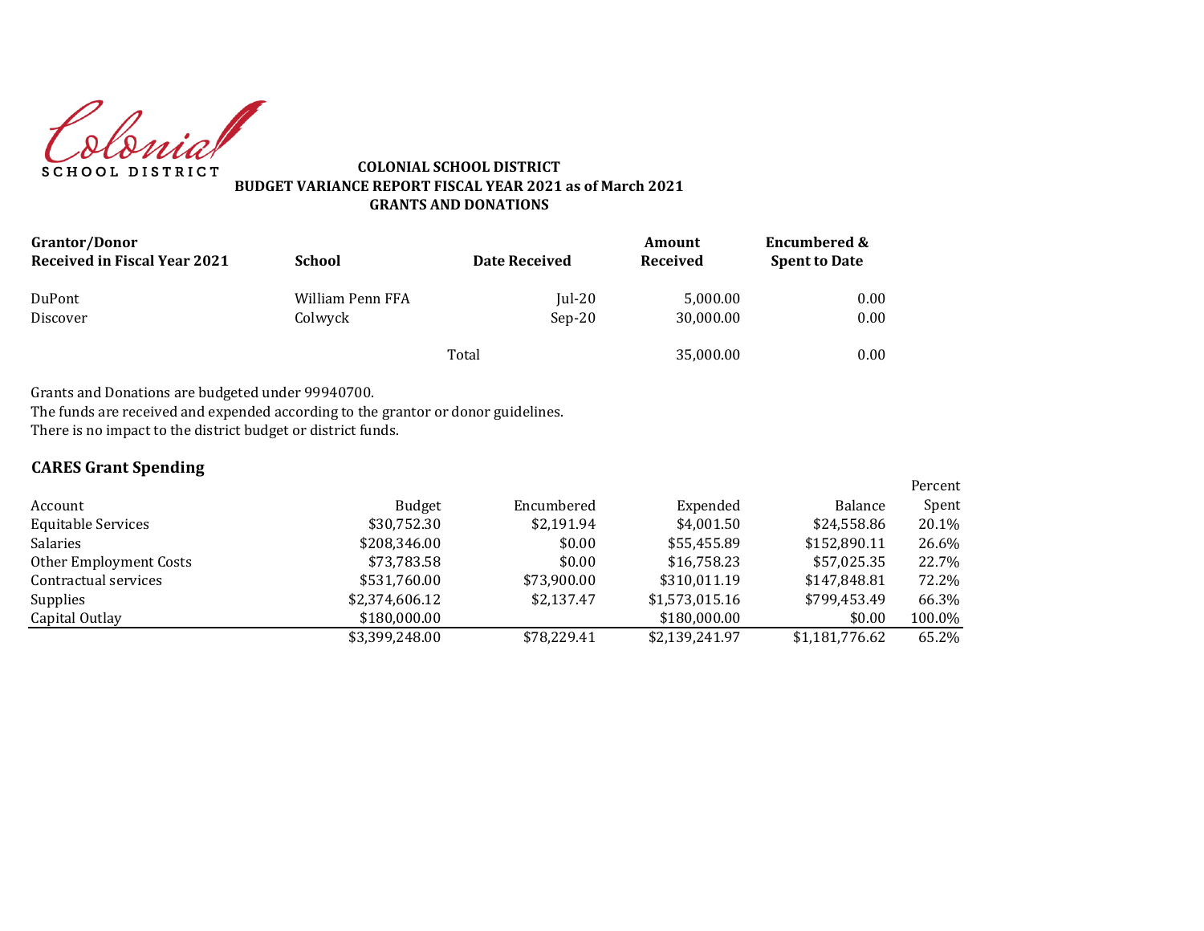**COLONIAL SCHOOL DISTRICT**
**BUDGET VARIANCE REPORT FISCAL YEAR 2021 as of March 2021**
**GRANTS AND DONATIONS**

| Grantor/Donor Received in Fiscal Year 2021 | School | Date Received | Amount Received | Encumbered & Spent to Date |
|---|---|---|---|---|
| DuPont | William Penn FFA | Jul-20 | 5,000.00 | 0.00 |
| Discover | Colwyck | Sep-20 | 30,000.00 | 0.00 |
| | | Total | 35,000.00 | 0.00 |

Grants and Donations are budgeted under 99940700.
The funds are received and expended according to the grantor or donor guidelines.
There is no impact to the district budget or district funds.

## CARES Grant Spending

| Account | Budget | Encumbered | Expended | Balance | Percent Spent |
|---|---|---|---|---|---|
| Equitable Services | $30,752.30 | $2,191.94 | $4,001.50 | $24,558.86 | 20.1% |
| Salaries | $208,346.00 | $0.00 | $55,455.89 | $152,890.11 | 26.6% |
| Other Employment Costs | $73,783.58 | $0.00 | $16,758.23 | $57,025.35 | 22.7% |
| Contractual services | $531,760.00 | $73,900.00 | $310,011.19 | $147,848.81 | 72.2% |
| Supplies | $2,374,606.12 | $2,137.47 | $1,573,015.16 | $799,453.49 | 66.3% |
| Capital Outlay | $180,000.00 | | $180,000.00 | $0.00 | 100.0% |
| | $3,399,248.00 | $78,229.41 | $2,139,241.97 | $1,181,776.62 | 65.2% |